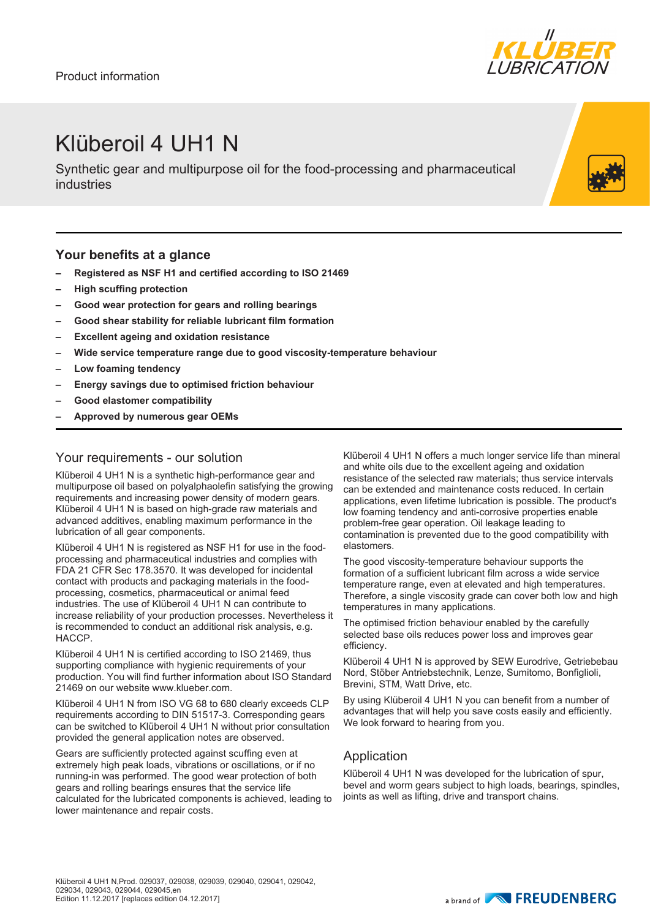Product information

# Klüberoil 4 UH1 N

Synthetic gear and multipurpose oil for the food-processing and pharmaceutical industries

## Your benefits at a glance

- **Registered as NSF H1 and certified according to ISO 21469**
- **High scuffing protection**
- **Good wear protection for gears and rolling bearings**
- **Good shear stability for reliable lubricant film formation**
- **Excellent ageing and oxidation resistance**
- **Wide service temperature range due to good viscosity-temperature behaviour**
- **Low foaming tendency**
- **Energy savings due to optimised friction behaviour**
- **Good elastomer compatibility**
- **Approved by numerous gear OEMs**

## Your requirements - our solution

Klüberoil 4 UH1 N is a synthetic high-performance gear and multipurpose oil based on polyalphaolefin satisfying the growing requirements and increasing power density of modern gears. Klüberoil 4 UH1 N is based on high-grade raw materials and advanced additives, enabling maximum performance in the lubrication of all gear components.

Klüberoil 4 UH1 N is registered as NSF H1 for use in the food-processing and pharmaceutical industries and complies with FDA 21 CFR Sec 178.3570. It was developed for incidental contact with products and packaging materials in the food-processing, cosmetics, pharmaceutical or animal feed industries. The use of Klüberoil 4 UH1 N can contribute to increase reliability of your production processes. Nevertheless it is recommended to conduct an additional risk analysis, e.g. HACCP.

Klüberoil 4 UH1 N is certified according to ISO 21469, thus supporting compliance with hygienic requirements of your production. You will find further information about ISO Standard 21469 on our website www.klueber.com.

Klüberoil 4 UH1 N from ISO VG 68 to 680 clearly exceeds CLP requirements according to DIN 51517-3. Corresponding gears can be switched to Klüberoil 4 UH1 N without prior consultation provided the general application notes are observed.

Gears are sufficiently protected against scuffing even at extremely high peak loads, vibrations or oscillations, or if no running-in was performed. The good wear protection of both gears and rolling bearings ensures that the service life calculated for the lubricated components is achieved, leading to lower maintenance and repair costs.

Klüberoil 4 UH1 N offers a much longer service life than mineral and white oils due to the excellent ageing and oxidation resistance of the selected raw materials; thus service intervals can be extended and maintenance costs reduced. In certain applications, even lifetime lubrication is possible. The product's low foaming tendency and anti-corrosive properties enable problem-free gear operation. Oil leakage leading to contamination is prevented due to the good compatibility with elastomers.

The good viscosity-temperature behaviour supports the formation of a sufficient lubricant film across a wide service temperature range, even at elevated and high temperatures. Therefore, a single viscosity grade can cover both low and high temperatures in many applications.

The optimised friction behaviour enabled by the carefully selected base oils reduces power loss and improves gear efficiency.

Klüberoil 4 UH1 N is approved by SEW Eurodrive, Getriebebau Nord, Stöber Antriebstechnik, Lenze, Sumitomo, Bonfiglioli, Brevini, STM, Watt Drive, etc.

By using Klüberoil 4 UH1 N you can benefit from a number of advantages that will help you save costs easily and efficiently. We look forward to hearing from you.

## Application

Klüberoil 4 UH1 N was developed for the lubrication of spur, bevel and worm gears subject to high loads, bearings, spindles, joints as well as lifting, drive and transport chains.

Klüberoil 4 UH1 N,Prod. 029037, 029038, 029039, 029040, 029041, 029042, 029034, 029043, 029044, 029045,en
Edition 11.12.2017 [replaces edition 04.12.2017]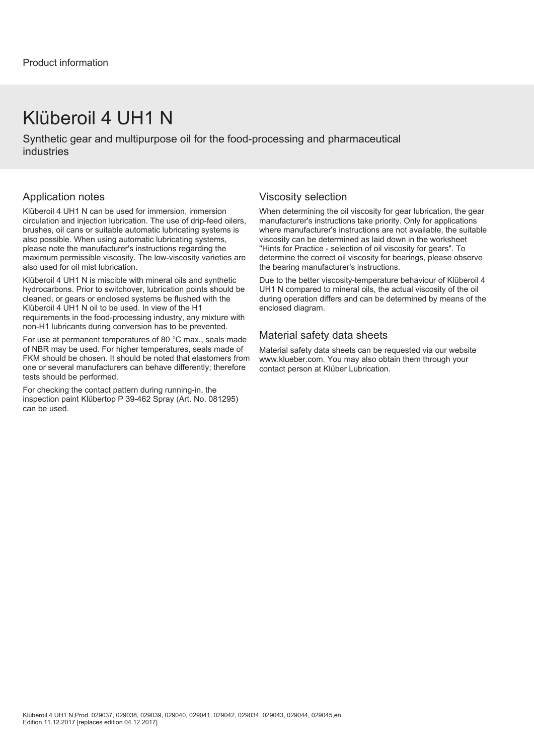Product information

# Klüberoil 4 UH1 N

Synthetic gear and multipurpose oil for the food-processing and pharmaceutical industries

## Application notes

Klüberoil 4 UH1 N can be used for immersion, immersion circulation and injection lubrication. The use of drip-feed oilers, brushes, oil cans or suitable automatic lubricating systems is also possible. When using automatic lubricating systems, please note the manufacturer's instructions regarding the maximum permissible viscosity. The low-viscosity varieties are also used for oil mist lubrication.

Klüberoil 4 UH1 N is miscible with mineral oils and synthetic hydrocarbons. Prior to switchover, lubrication points should be cleaned, or gears or enclosed systems be flushed with the Klüberoil 4 UH1 N oil to be used. In view of the H1 requirements in the food-processing industry, any mixture with non-H1 lubricants during conversion has to be prevented.

For use at permanent temperatures of 80 °C max., seals made of NBR may be used. For higher temperatures, seals made of FKM should be chosen. It should be noted that elastomers from one or several manufacturers can behave differently; therefore tests should be performed.

For checking the contact pattern during running-in, the inspection paint Klübertop P 39-462 Spray (Art. No. 081295) can be used.

## Viscosity selection

When determining the oil viscosity for gear lubrication, the gear manufacturer's instructions take priority. Only for applications where manufacturer's instructions are not available, the suitable viscosity can be determined as laid down in the worksheet "Hints for Practice - selection of oil viscosity for gears". To determine the correct oil viscosity for bearings, please observe the bearing manufacturer's instructions.

Due to the better viscosity-temperature behaviour of Klüberoil 4 UH1 N compared to mineral oils, the actual viscosity of the oil during operation differs and can be determined by means of the enclosed diagram.

## Material safety data sheets

Material safety data sheets can be requested via our website www.klueber.com. You may also obtain them through your contact person at Klüber Lubrication.

Klüberoil 4 UH1 N,Prod. 029037, 029038, 029039, 029040, 029041, 029042, 029034, 029043, 029044, 029045,en
Edition 11.12.2017 [replaces edition 04.12.2017]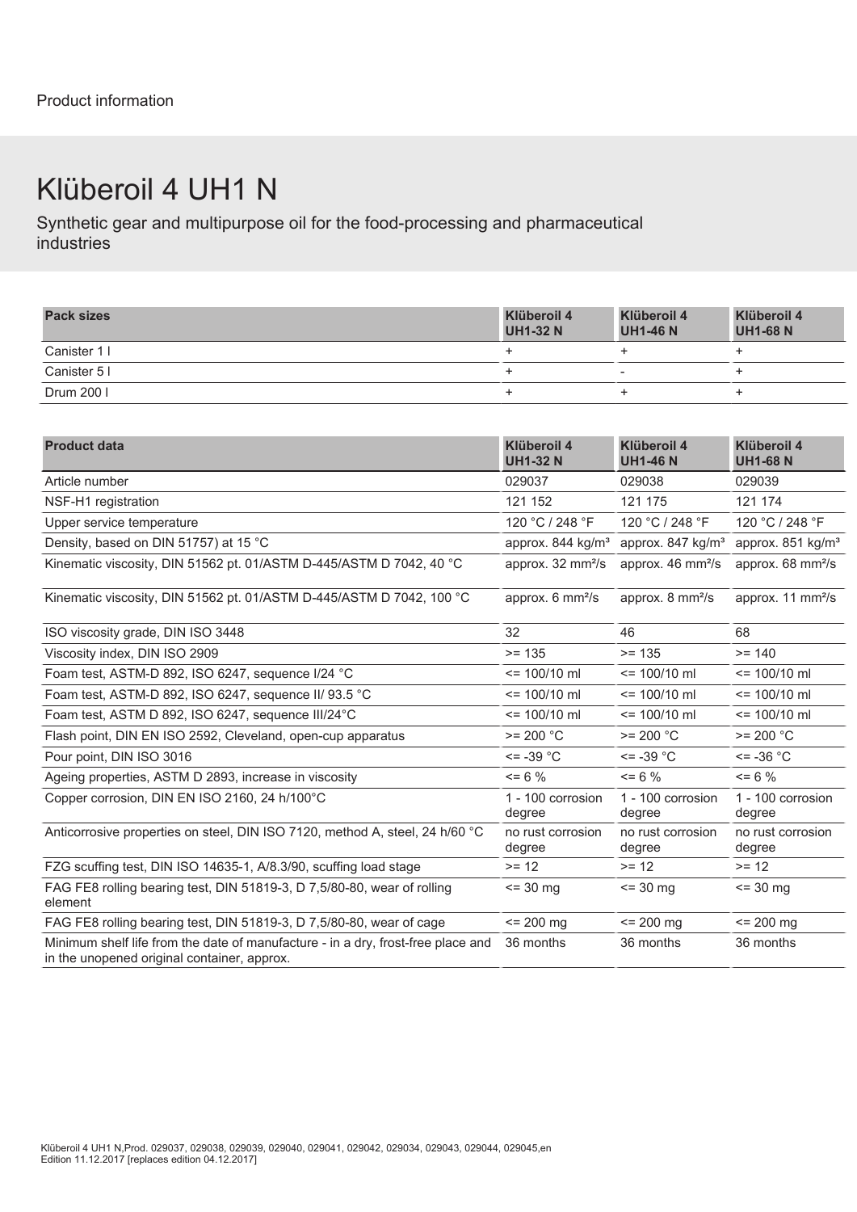Product information

# Klüberoil 4 UH1 N

Synthetic gear and multipurpose oil for the food-processing and pharmaceutical industries

| Pack sizes | Klüberoil 4 UH1-32 N | Klüberoil 4 UH1-46 N | Klüberoil 4 UH1-68 N |
|---|---|---|---|
| Canister 1 l | + | + | + |
| Canister 5 l | + | - | + |
| Drum 200 l | + | + | + |

| Product data | Klüberoil 4 UH1-32 N | Klüberoil 4 UH1-46 N | Klüberoil 4 UH1-68 N |
|---|---|---|---|
| Article number | 029037 | 029038 | 029039 |
| NSF-H1 registration | 121 152 | 121 175 | 121 174 |
| Upper service temperature | 120 °C / 248 °F | 120 °C / 248 °F | 120 °C / 248 °F |
| Density, based on DIN 51757) at 15 °C | approx. 844 kg/m³ | approx. 847 kg/m³ | approx. 851 kg/m³ |
| Kinematic viscosity, DIN 51562 pt. 01/ASTM D-445/ASTM D 7042, 40 °C | approx. 32 mm²/s | approx. 46 mm²/s | approx. 68 mm²/s |
| Kinematic viscosity, DIN 51562 pt. 01/ASTM D-445/ASTM D 7042, 100 °C | approx. 6 mm²/s | approx. 8 mm²/s | approx. 11 mm²/s |
| ISO viscosity grade, DIN ISO 3448 | 32 | 46 | 68 |
| Viscosity index, DIN ISO 2909 | >= 135 | >= 135 | >= 140 |
| Foam test, ASTM-D 892, ISO 6247, sequence I/24 °C | <= 100/10 ml | <= 100/10 ml | <= 100/10 ml |
| Foam test, ASTM-D 892, ISO 6247, sequence II/ 93.5 °C | <= 100/10 ml | <= 100/10 ml | <= 100/10 ml |
| Foam test, ASTM D 892, ISO 6247, sequence III/24°C | <= 100/10 ml | <= 100/10 ml | <= 100/10 ml |
| Flash point, DIN EN ISO 2592, Cleveland, open-cup apparatus | >= 200 °C | >= 200 °C | >= 200 °C |
| Pour point, DIN ISO 3016 | <= -39 °C | <= -39 °C | <= -36 °C |
| Ageing properties, ASTM D 2893, increase in viscosity | <= 6 % | <= 6 % | <= 6 % |
| Copper corrosion, DIN EN ISO 2160, 24 h/100°C | 1 - 100 corrosion degree | 1 - 100 corrosion degree | 1 - 100 corrosion degree |
| Anticorrosive properties on steel, DIN ISO 7120, method A, steel, 24 h/60 °C | no rust corrosion degree | no rust corrosion degree | no rust corrosion degree |
| FZG scuffing test, DIN ISO 14635-1, A/8.3/90, scuffing load stage | >= 12 | >= 12 | >= 12 |
| FAG FE8 rolling bearing test, DIN 51819-3, D 7,5/80-80, wear of rolling element | <= 30 mg | <= 30 mg | <= 30 mg |
| FAG FE8 rolling bearing test, DIN 51819-3, D 7,5/80-80, wear of cage | <= 200 mg | <= 200 mg | <= 200 mg |
| Minimum shelf life from the date of manufacture - in a dry, frost-free place and in the unopened original container, approx. | 36 months | 36 months | 36 months |

Klüberoil 4 UH1 N,Prod. 029037, 029038, 029039, 029040, 029041, 029042, 029034, 029043, 029044, 029045,en
Edition 11.12.2017 [replaces edition 04.12.2017]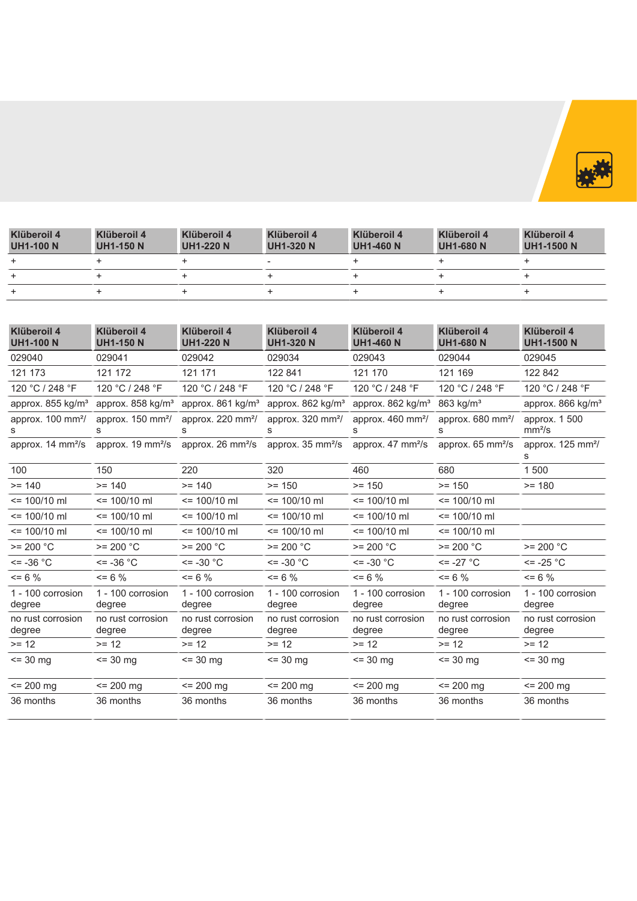| Klüberoil 4 UH1-100 N | Klüberoil 4 UH1-150 N | Klüberoil 4 UH1-220 N | Klüberoil 4 UH1-320 N | Klüberoil 4 UH1-460 N | Klüberoil 4 UH1-680 N | Klüberoil 4 UH1-1500 N |
|---|---|---|---|---|---|---|
| + | + | + | - | + | + | + |
| + | + | + | + | + | + | + |
| + | + | + | + | + | + | + |

| Klüberoil 4 UH1-100 N | Klüberoil 4 UH1-150 N | Klüberoil 4 UH1-220 N | Klüberoil 4 UH1-320 N | Klüberoil 4 UH1-460 N | Klüberoil 4 UH1-680 N | Klüberoil 4 UH1-1500 N |
|---|---|---|---|---|---|---|
| 029040 | 029041 | 029042 | 029034 | 029043 | 029044 | 029045 |
| 121 173 | 121 172 | 121 171 | 122 841 | 121 170 | 121 169 | 122 842 |
| 120 °C / 248 °F | 120 °C / 248 °F | 120 °C / 248 °F | 120 °C / 248 °F | 120 °C / 248 °F | 120 °C / 248 °F | 120 °C / 248 °F |
| approx. 855 kg/m³ | approx. 858 kg/m³ | approx. 861 kg/m³ | approx. 862 kg/m³ | approx. 862 kg/m³ | 863 kg/m³ | approx. 866 kg/m³ |
| approx. 100 mm²/s | approx. 150 mm²/s | approx. 220 mm²/s | approx. 320 mm²/s | approx. 460 mm²/s | approx. 680 mm²/s | approx. 1 500 mm²/s |
| approx. 14 mm²/s | approx. 19 mm²/s | approx. 26 mm²/s | approx. 35 mm²/s | approx. 47 mm²/s | approx. 65 mm²/s | approx. 125 mm²/s |
| 100 | 150 | 220 | 320 | 460 | 680 | 1 500 |
| >= 140 | >= 140 | >= 140 | >= 150 | >= 150 | >= 150 | >= 180 |
| <= 100/10 ml | <= 100/10 ml | <= 100/10 ml | <= 100/10 ml | <= 100/10 ml | <= 100/10 ml | |
| <= 100/10 ml | <= 100/10 ml | <= 100/10 ml | <= 100/10 ml | <= 100/10 ml | <= 100/10 ml | |
| <= 100/10 ml | <= 100/10 ml | <= 100/10 ml | <= 100/10 ml | <= 100/10 ml | <= 100/10 ml | |
| >= 200 °C | >= 200 °C | >= 200 °C | >= 200 °C | >= 200 °C | >= 200 °C | >= 200 °C |
| <= -36 °C | <= -36 °C | <= -30 °C | <= -30 °C | <= -30 °C | <= -27 °C | <= -25 °C |
| <= 6 % | <= 6 % | <= 6 % | <= 6 % | <= 6 % | <= 6 % | <= 6 % |
| 1 - 100 corrosion degree | 1 - 100 corrosion degree | 1 - 100 corrosion degree | 1 - 100 corrosion degree | 1 - 100 corrosion degree | 1 - 100 corrosion degree | 1 - 100 corrosion degree |
| no rust corrosion degree | no rust corrosion degree | no rust corrosion degree | no rust corrosion degree | no rust corrosion degree | no rust corrosion degree | no rust corrosion degree |
| >= 12 | >= 12 | >= 12 | >= 12 | >= 12 | >= 12 | >= 12 |
| <= 30 mg | <= 30 mg | <= 30 mg | <= 30 mg | <= 30 mg | <= 30 mg | <= 30 mg |
| <= 200 mg | <= 200 mg | <= 200 mg | <= 200 mg | <= 200 mg | <= 200 mg | <= 200 mg |
| 36 months | 36 months | 36 months | 36 months | 36 months | 36 months | 36 months |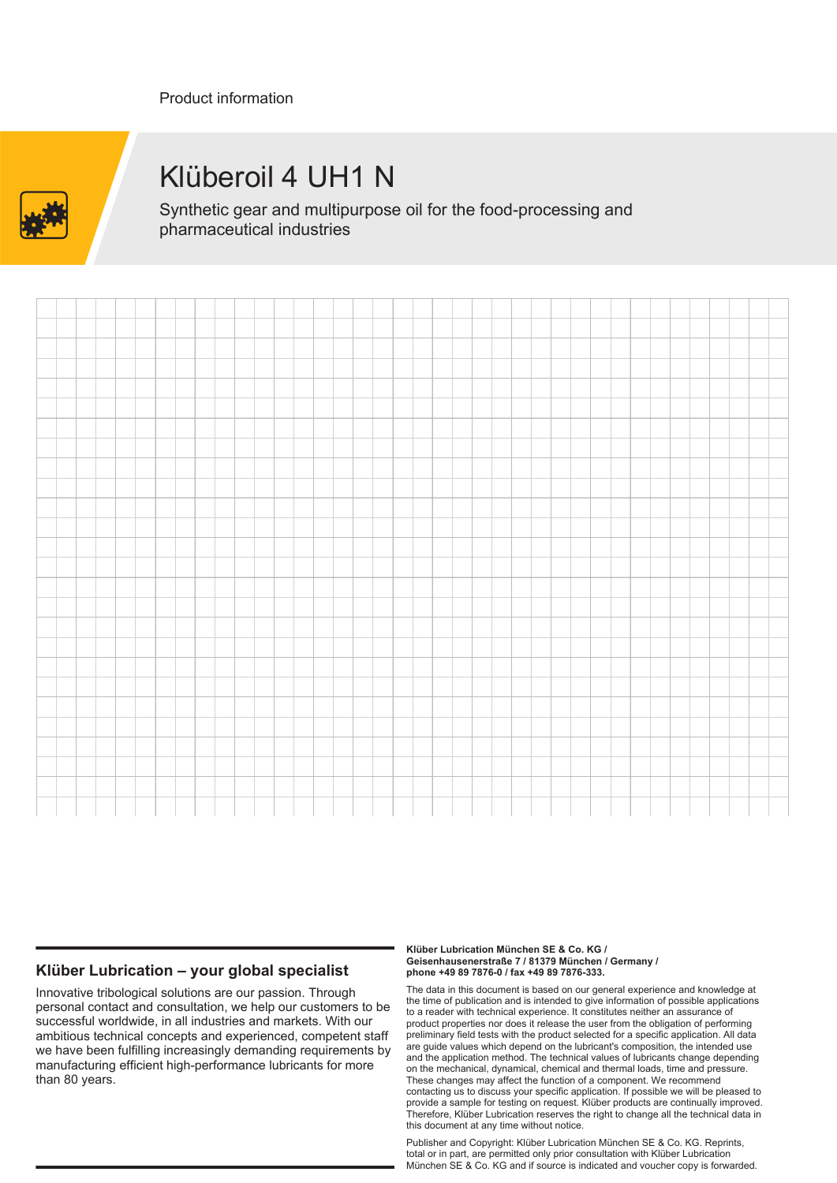Product information

# Klüberoil 4 UH1 N

Synthetic gear and multipurpose oil for the food-processing and pharmaceutical industries

## Klüber Lubrication – your global specialist

Innovative tribological solutions are our passion. Through personal contact and consultation, we help our customers to be successful worldwide, in all industries and markets. With our ambitious technical concepts and experienced, competent staff we have been fulfilling increasingly demanding requirements by manufacturing efficient high-performance lubricants for more than 80 years.

**Klüber Lubrication München SE & Co. KG / Geisenhausenerstraße 7 / 81379 München / Germany / phone +49 89 7876-0 / fax +49 89 7876-333.**

The data in this document is based on our general experience and knowledge at the time of publication and is intended to give information of possible applications to a reader with technical experience. It constitutes neither an assurance of product properties nor does it release the user from the obligation of performing preliminary field tests with the product selected for a specific application. All data are guide values which depend on the lubricant's composition, the intended use and the application method. The technical values of lubricants change depending on the mechanical, dynamical, chemical and thermal loads, time and pressure. These changes may affect the function of a component. We recommend contacting us to discuss your specific application. If possible we will be pleased to provide a sample for testing on request. Klüber products are continually improved. Therefore, Klüber Lubrication reserves the right to change all the technical data in this document at any time without notice.

Publisher and Copyright: Klüber Lubrication München SE & Co. KG. Reprints, total or in part, are permitted only prior consultation with Klüber Lubrication München SE & Co. KG and if source is indicated and voucher copy is forwarded.